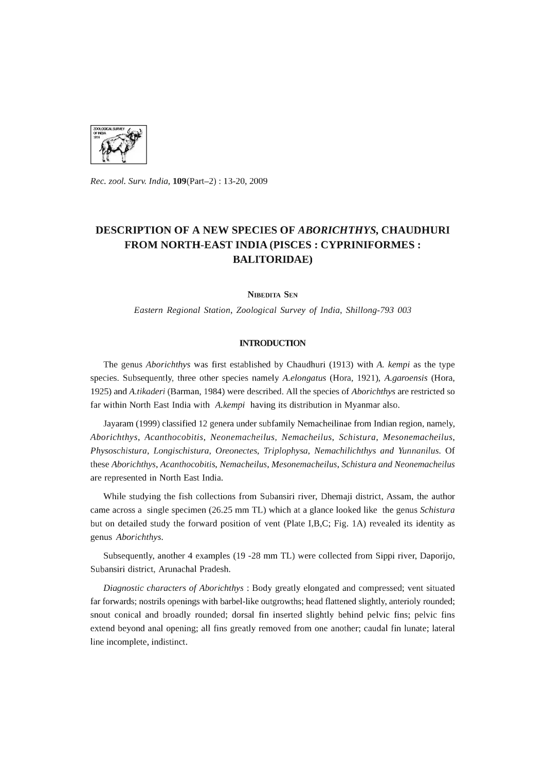*Rec. zool. Surv. India*, **109**(Part–2) : 13-20, 2009

# DESCRIPTION OF A NEW SPECIES OF *ABORICHTHYS*, CHAUDHURI FROM NORTH-EAST INDIA (PISCES : CYPRINIFORMES : BALITORIDAE)

NIBEDITA SEN

*Eastern Regional Station, Zoological Survey of India, Shillong-793 003*

## INTRODUCTION

The genus *Aborichthys* was first established by Chaudhuri (1913) with *A. kempi* as the type species. Subsequently, three other species namely *A.elongatus* (Hora, 1921), *A.garoensis* (Hora, 1925) and *A.tikaderi* (Barman, 1984) were described. All the species of *Aborichthys* are restricted so far within North East India with *A.kempi* having its distribution in Myanmar also.

Jayaram (1999) classified 12 genera under subfamily Nemacheilinae from Indian region, namely, *Aborichthys*, *Acanthocobitis*, *Neonemacheilus*, *Nemacheilus*, *Schistura*, *Mesonemacheilus*, *Physoschistura*, *Longischistura*, *Oreonectes*, *Triplophysa*, *Nemachilichthys and Yunnanilus*. Of these *Aborichthys*, *Acanthocobitis*, *Nemacheilus*, *Mesonemacheilus*, *Schistura and Neonemacheilus* are represented in North East India.

While studying the fish collections from Subansiri river, Dhemaji district, Assam, the author came across a single specimen (26.25 mm TL) which at a glance looked like the genus *Schistura* but on detailed study the forward position of vent (Plate I,B,C; Fig. 1A) revealed its identity as genus *Aborichthys*.

Subsequently, another 4 examples (19 -28 mm TL) were collected from Sippi river, Daporijo, Subansiri district, Arunachal Pradesh.

*Diagnostic characters of Aborichthys* : Body greatly elongated and compressed; vent situated far forwards; nostrils openings with barbel-like outgrowths; head flattened slightly, anterioly rounded; snout conical and broadly rounded; dorsal fin inserted slightly behind pelvic fins; pelvic fins extend beyond anal opening; all fins greatly removed from one another; caudal fin lunate; lateral line incomplete, indistinct.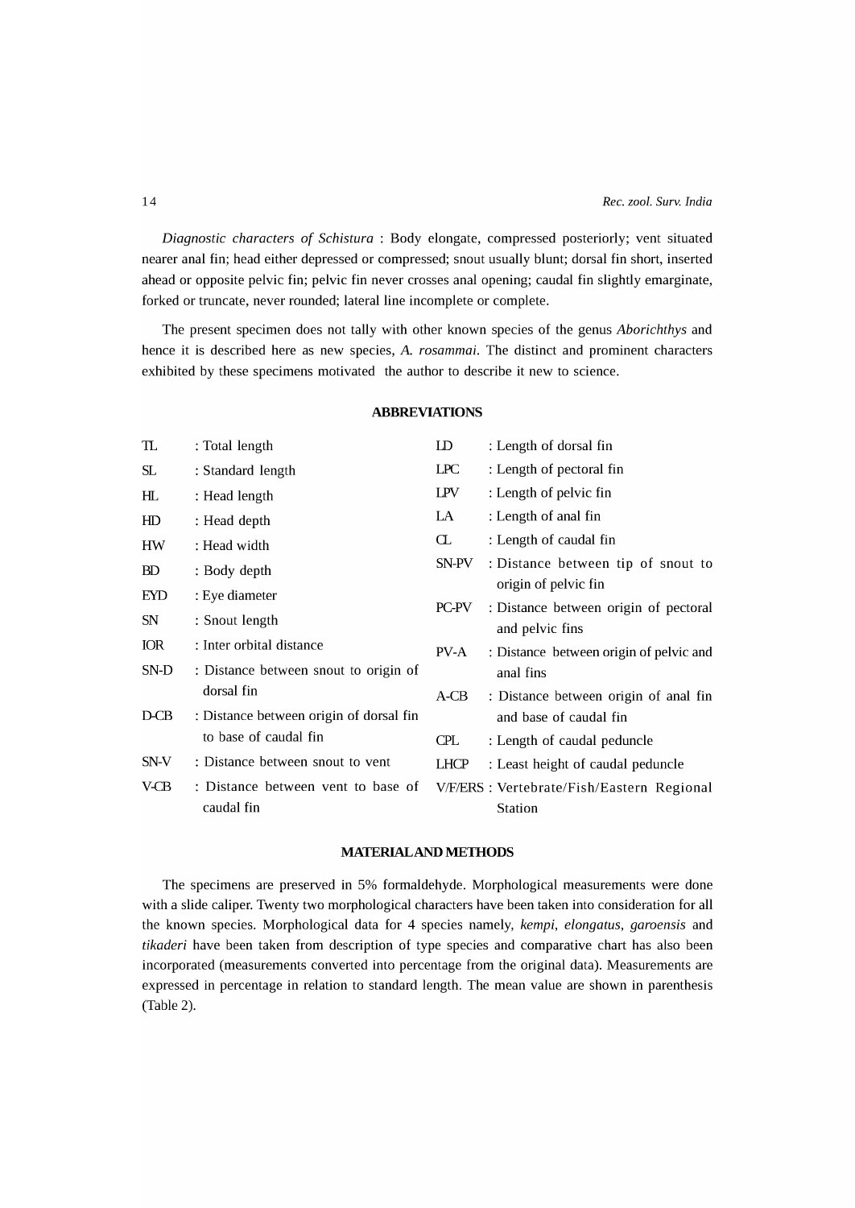*Diagnostic characters of Schistura* : Body elongate, compressed posteriorly; vent situated nearer anal fin; head either depressed or compressed; snout usually blunt; dorsal fin short, inserted ahead or opposite pelvic fin; pelvic fin never crosses anal opening; caudal fin slightly emarginate, forked or truncate, never rounded; lateral line incomplete or complete.

The present specimen does not tally with other known species of the genus *Aborichthys* and hence it is described here as new species, *A. rosammai*. The distinct and prominent characters exhibited by these specimens motivated the author to describe it new to science.

## ABBREVIATIONS

| | | | |
|---|---|---|---|
| TL | : Total length | LD | : Length of dorsal fin |
| SL | : Standard length | LPC | : Length of pectoral fin |
| HL | : Head length | LPV | : Length of pelvic fin |
| HD | : Head depth | LA | : Length of anal fin |
| HW | : Head width | CL | : Length of caudal fin |
| BD | : Body depth | SN-PV | : Distance between tip of snout to origin of pelvic fin |
| EYD | : Eye diameter | PC-PV | : Distance between origin of pectoral and pelvic fins |
| SN | : Snout length | PV-A | : Distance between origin of pelvic and anal fins |
| IOR | : Inter orbital distance | A-CB | : Distance between origin of anal fin and base of caudal fin |
| SN-D | : Distance between snout to origin of dorsal fin | CPL | : Length of caudal peduncle |
| D-CB | : Distance between origin of dorsal fin to base of caudal fin | LHCP | : Least height of caudal peduncle |
| SN-V | : Distance between snout to vent | V/F/ERS | : Vertebrate/Fish/Eastern Regional Station |
| V-CB | : Distance between vent to base of caudal fin | | |

## MATERIAL AND METHODS

The specimens are preserved in 5% formaldehyde. Morphological measurements were done with a slide caliper. Twenty two morphological characters have been taken into consideration for all the known species. Morphological data for 4 species namely, *kempi*, *elongatus*, *garoensis* and *tikaderi* have been taken from description of type species and comparative chart has also been incorporated (measurements converted into percentage from the original data). Measurements are expressed in percentage in relation to standard length. The mean value are shown in parenthesis (Table 2).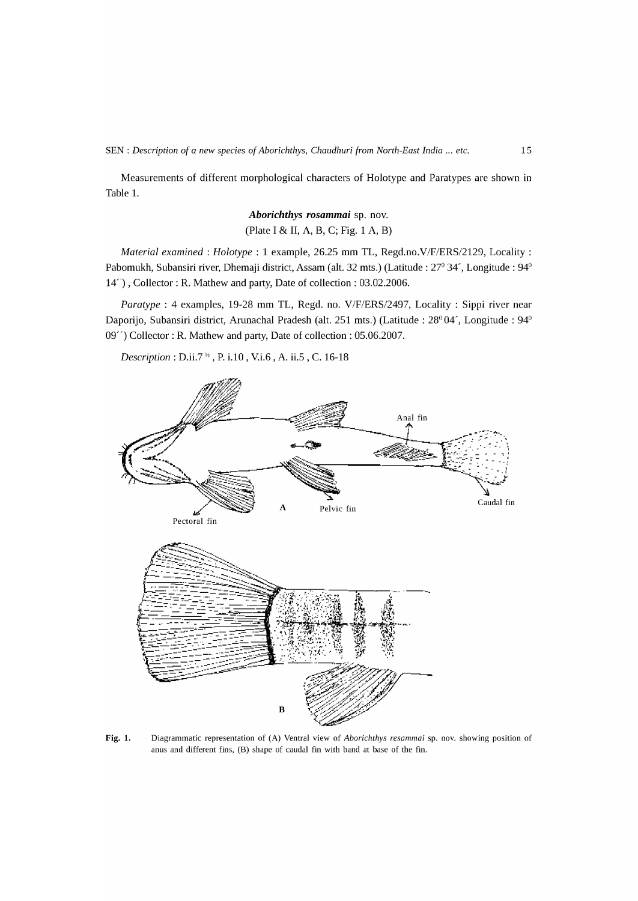Measurements of different morphological characters of Holotype and Paratypes are shown in Table 1.

### ***Aborichthys rosammai*** sp. nov.

(Plate I & II, A, B, C; Fig. 1 A, B)

*Material examined* : *Holotype* : 1 example, 26.25 mm TL, Regd.no.V/F/ERS/2129, Locality : Pabomukh, Subansiri river, Dhemaji district, Assam (alt. 32 mts.) (Latitude : $27^0$ 34´, Longitude : $94^0$ 14´´) , Collector : R. Mathew and party, Date of collection : 03.02.2006.

*Paratype* : 4 examples, 19-28 mm TL, Regd. no. V/F/ERS/2497, Locality : Sippi river near Daporijo, Subansiri district, Arunachal Pradesh (alt. 251 mts.) (Latitude : $28^0$ 04´, Longitude : $94^0$ 09´´) Collector : R. Mathew and party, Date of collection : 05.06.2007.

*Description* : D.ii.7 ½ , P. i.10 , V.i.6 , A. ii.5 , C. 16-18

**Fig. 1.** Diagrammatic representation of (A) Ventral view of *Aborichthys resammai* sp. nov. showing position of anus and different fins, (B) shape of caudal fin with band at base of the fin.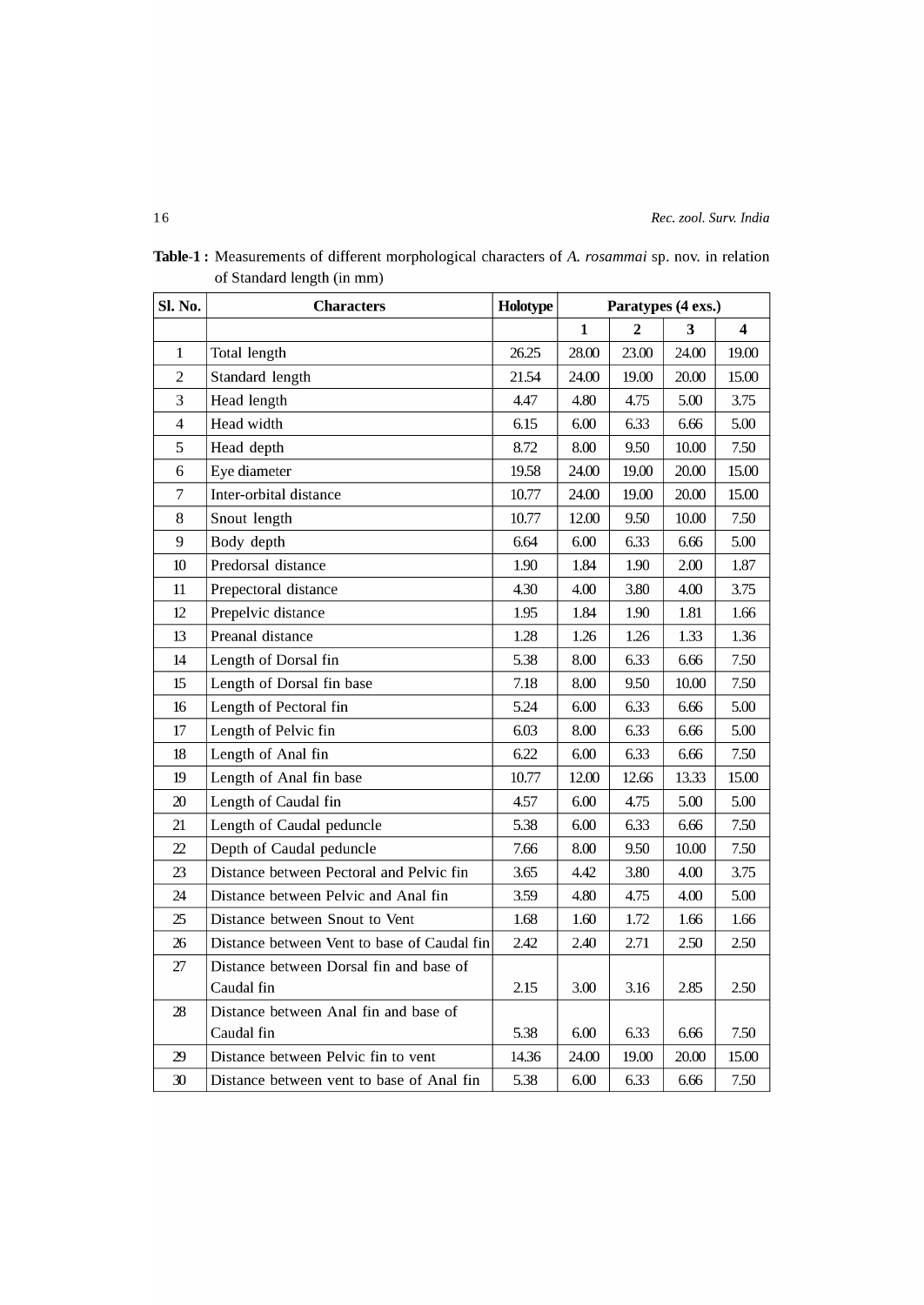**Table-1 :** Measurements of different morphological characters of *A. rosammai* sp. nov. in relation of Standard length (in mm)

| Sl. No. | Characters | Holotype | Paratypes (4 exs.) | | | |
|---|---|---|---|---|---|---|
| | | | 1 | 2 | 3 | 4 |
| 1 | Total length | 26.25 | 28.00 | 23.00 | 24.00 | 19.00 |
| 2 | Standard length | 21.54 | 24.00 | 19.00 | 20.00 | 15.00 |
| 3 | Head length | 4.47 | 4.80 | 4.75 | 5.00 | 3.75 |
| 4 | Head width | 6.15 | 6.00 | 6.33 | 6.66 | 5.00 |
| 5 | Head depth | 8.72 | 8.00 | 9.50 | 10.00 | 7.50 |
| 6 | Eye diameter | 19.58 | 24.00 | 19.00 | 20.00 | 15.00 |
| 7 | Inter-orbital distance | 10.77 | 24.00 | 19.00 | 20.00 | 15.00 |
| 8 | Snout length | 10.77 | 12.00 | 9.50 | 10.00 | 7.50 |
| 9 | Body depth | 6.64 | 6.00 | 6.33 | 6.66 | 5.00 |
| 10 | Predorsal distance | 1.90 | 1.84 | 1.90 | 2.00 | 1.87 |
| 11 | Prepectoral distance | 4.30 | 4.00 | 3.80 | 4.00 | 3.75 |
| 12 | Prepelvic distance | 1.95 | 1.84 | 1.90 | 1.81 | 1.66 |
| 13 | Preanal distance | 1.28 | 1.26 | 1.26 | 1.33 | 1.36 |
| 14 | Length of Dorsal fin | 5.38 | 8.00 | 6.33 | 6.66 | 7.50 |
| 15 | Length of Dorsal fin base | 7.18 | 8.00 | 9.50 | 10.00 | 7.50 |
| 16 | Length of Pectoral fin | 5.24 | 6.00 | 6.33 | 6.66 | 5.00 |
| 17 | Length of Pelvic fin | 6.03 | 8.00 | 6.33 | 6.66 | 5.00 |
| 18 | Length of Anal fin | 6.22 | 6.00 | 6.33 | 6.66 | 7.50 |
| 19 | Length of Anal fin base | 10.77 | 12.00 | 12.66 | 13.33 | 15.00 |
| 20 | Length of Caudal fin | 4.57 | 6.00 | 4.75 | 5.00 | 5.00 |
| 21 | Length of Caudal peduncle | 5.38 | 6.00 | 6.33 | 6.66 | 7.50 |
| 22 | Depth of Caudal peduncle | 7.66 | 8.00 | 9.50 | 10.00 | 7.50 |
| 23 | Distance between Pectoral and Pelvic fin | 3.65 | 4.42 | 3.80 | 4.00 | 3.75 |
| 24 | Distance between Pelvic and Anal fin | 3.59 | 4.80 | 4.75 | 4.00 | 5.00 |
| 25 | Distance between Snout to Vent | 1.68 | 1.60 | 1.72 | 1.66 | 1.66 |
| 26 | Distance between Vent to base of Caudal fin | 2.42 | 2.40 | 2.71 | 2.50 | 2.50 |
| 27 | Distance between Dorsal fin and base of Caudal fin | 2.15 | 3.00 | 3.16 | 2.85 | 2.50 |
| 28 | Distance between Anal fin and base of Caudal fin | 5.38 | 6.00 | 6.33 | 6.66 | 7.50 |
| 29 | Distance between Pelvic fin to vent | 14.36 | 24.00 | 19.00 | 20.00 | 15.00 |
| 30 | Distance between vent to base of Anal fin | 5.38 | 6.00 | 6.33 | 6.66 | 7.50 |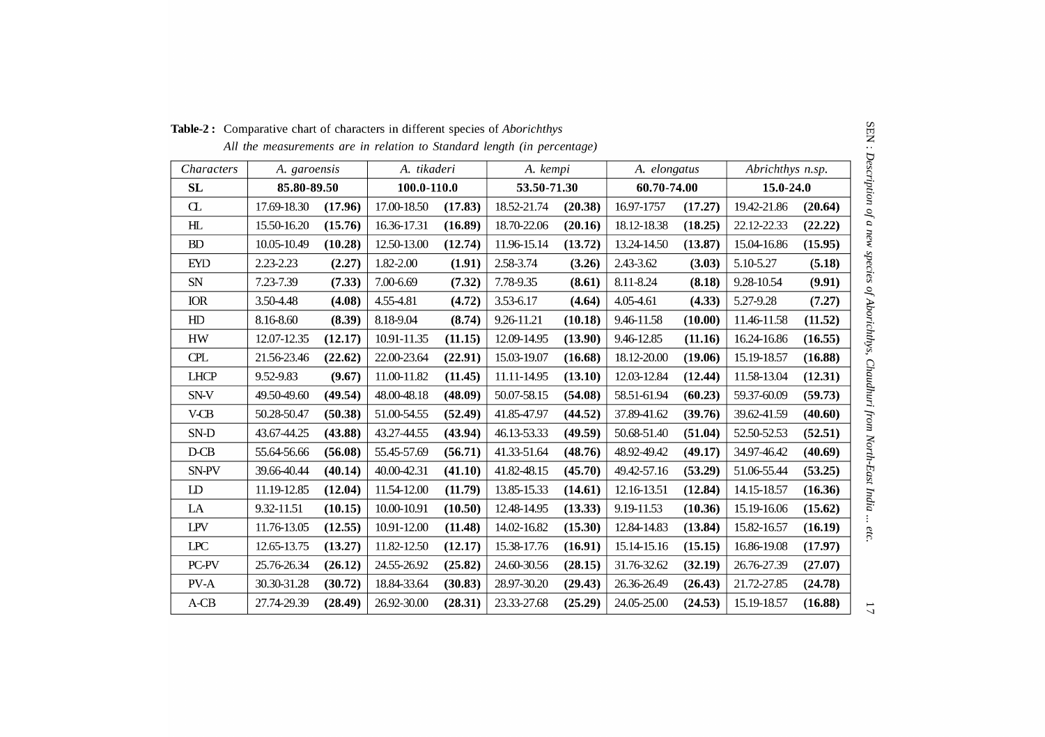**Table-2 :** Comparative chart of characters in different species of *Aborichthys*
*All the measurements are in relation to Standard length (in percentage)*

| *Characters* | *A. garoensis* | | *A. tikaderi* | | *A. kempi* | | *A. elongatus* | | *Abrichthys n.sp.* | |
|---|---|---|---|---|---|---|---|---|---|---|
| **SL** | **85.80-89.50** | | **100.0-110.0** | | **53.50-71.30** | | **60.70-74.00** | | **15.0-24.0** | |
| CL | 17.69-18.30 | **(17.96)** | 17.00-18.50 | **(17.83)** | 18.52-21.74 | **(20.38)** | 16.97-1757 | **(17.27)** | 19.42-21.86 | **(20.64)** |
| HL | 15.50-16.20 | **(15.76)** | 16.36-17.31 | **(16.89)** | 18.70-22.06 | **(20.16)** | 18.12-18.38 | **(18.25)** | 22.12-22.33 | **(22.22)** |
| BD | 10.05-10.49 | **(10.28)** | 12.50-13.00 | **(12.74)** | 11.96-15.14 | **(13.72)** | 13.24-14.50 | **(13.87)** | 15.04-16.86 | **(15.95)** |
| EYD | 2.23-2.23 | **(2.27)** | 1.82-2.00 | **(1.91)** | 2.58-3.74 | **(3.26)** | 2.43-3.62 | **(3.03)** | 5.10-5.27 | **(5.18)** |
| SN | 7.23-7.39 | **(7.33)** | 7.00-6.69 | **(7.32)** | 7.78-9.35 | **(8.61)** | 8.11-8.24 | **(8.18)** | 9.28-10.54 | **(9.91)** |
| IOR | 3.50-4.48 | **(4.08)** | 4.55-4.81 | **(4.72)** | 3.53-6.17 | **(4.64)** | 4.05-4.61 | **(4.33)** | 5.27-9.28 | **(7.27)** |
| HD | 8.16-8.60 | **(8.39)** | 8.18-9.04 | **(8.74)** | 9.26-11.21 | **(10.18)** | 9.46-11.58 | **(10.00)** | 11.46-11.58 | **(11.52)** |
| HW | 12.07-12.35 | **(12.17)** | 10.91-11.35 | **(11.15)** | 12.09-14.95 | **(13.90)** | 9.46-12.85 | **(11.16)** | 16.24-16.86 | **(16.55)** |
| CPL | 21.56-23.46 | **(22.62)** | 22.00-23.64 | **(22.91)** | 15.03-19.07 | **(16.68)** | 18.12-20.00 | **(19.06)** | 15.19-18.57 | **(16.88)** |
| LHCP | 9.52-9.83 | **(9.67)** | 11.00-11.82 | **(11.45)** | 11.11-14.95 | **(13.10)** | 12.03-12.84 | **(12.44)** | 11.58-13.04 | **(12.31)** |
| SN-V | 49.50-49.60 | **(49.54)** | 48.00-48.18 | **(48.09)** | 50.07-58.15 | **(54.08)** | 58.51-61.94 | **(60.23)** | 59.37-60.09 | **(59.73)** |
| V-CB | 50.28-50.47 | **(50.38)** | 51.00-54.55 | **(52.49)** | 41.85-47.97 | **(44.52)** | 37.89-41.62 | **(39.76)** | 39.62-41.59 | **(40.60)** |
| SN-D | 43.67-44.25 | **(43.88)** | 43.27-44.55 | **(43.94)** | 46.13-53.33 | **(49.59)** | 50.68-51.40 | **(51.04)** | 52.50-52.53 | **(52.51)** |
| D-CB | 55.64-56.66 | **(56.08)** | 55.45-57.69 | **(56.71)** | 41.33-51.64 | **(48.76)** | 48.92-49.42 | **(49.17)** | 34.97-46.42 | **(40.69)** |
| SN-PV | 39.66-40.44 | **(40.14)** | 40.00-42.31 | **(41.10)** | 41.82-48.15 | **(45.70)** | 49.42-57.16 | **(53.29)** | 51.06-55.44 | **(53.25)** |
| LD | 11.19-12.85 | **(12.04)** | 11.54-12.00 | **(11.79)** | 13.85-15.33 | **(14.61)** | 12.16-13.51 | **(12.84)** | 14.15-18.57 | **(16.36)** |
| LA | 9.32-11.51 | **(10.15)** | 10.00-10.91 | **(10.50)** | 12.48-14.95 | **(13.33)** | 9.19-11.53 | **(10.36)** | 15.19-16.06 | **(15.62)** |
| LPV | 11.76-13.05 | **(12.55)** | 10.91-12.00 | **(11.48)** | 14.02-16.82 | **(15.30)** | 12.84-14.83 | **(13.84)** | 15.82-16.57 | **(16.19)** |
| LPC | 12.65-13.75 | **(13.27)** | 11.82-12.50 | **(12.17)** | 15.38-17.76 | **(16.91)** | 15.14-15.16 | **(15.15)** | 16.86-19.08 | **(17.97)** |
| PC-PV | 25.76-26.34 | **(26.12)** | 24.55-26.92 | **(25.82)** | 24.60-30.56 | **(28.15)** | 31.76-32.62 | **(32.19)** | 26.76-27.39 | **(27.07)** |
| PV-A | 30.30-31.28 | **(30.72)** | 18.84-33.64 | **(30.83)** | 28.97-30.20 | **(29.43)** | 26.36-26.49 | **(26.43)** | 21.72-27.85 | **(24.78)** |
| A-CB | 27.74-29.39 | **(28.49)** | 26.92-30.00 | **(28.31)** | 23.33-27.68 | **(25.29)** | 24.05-25.00 | **(24.53)** | 15.19-18.57 | **(16.88)** |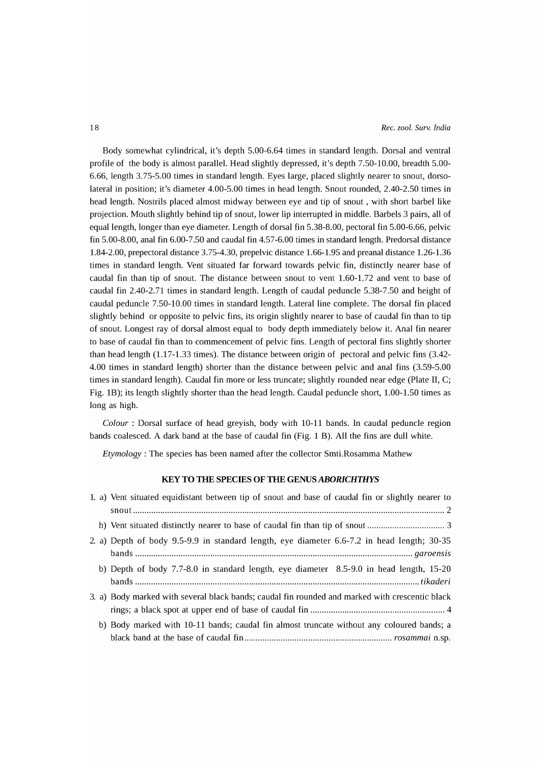Body somewhat cylindrical, it's depth 5.00-6.64 times in standard length. Dorsal and ventral profile of the body is almost parallel. Head slightly depressed, it's depth 7.50-10.00, breadth 5.00-6.66, length 3.75-5.00 times in standard length. Eyes large, placed slightly nearer to snout, dorso-lateral in position; it's diameter 4.00-5.00 times in head length. Snout rounded, 2.40-2.50 times in head length. Nostrils placed almost midway between eye and tip of snout , with short barbel like projection. Mouth slightly behind tip of snout, lower lip interrupted in middle. Barbels 3 pairs, all of equal length, longer than eye diameter. Length of dorsal fin 5.38-8.00, pectoral fin 5.00-6.66, pelvic fin 5.00-8.00, anal fin 6.00-7.50 and caudal fin 4.57-6.00 times in standard length. Predorsal distance 1.84-2.00, prepectoral distance 3.75-4.30, prepelvic distance 1.66-1.95 and preanal distance 1.26-1.36 times in standard length. Vent situated far forward towards pelvic fin, distinctly nearer base of caudal fin than tip of snout. The distance between snout to vent 1.60-1.72 and vent to base of caudal fin 2.40-2.71 times in standard length. Length of caudal peduncle 5.38-7.50 and height of caudal peduncle 7.50-10.00 times in standard length. Lateral line complete. The dorsal fin placed slightly behind or opposite to pelvic fins, its origin slightly nearer to base of caudal fin than to tip of snout. Longest ray of dorsal almost equal to body depth immediately below it. Anal fin nearer to base of caudal fin than to commencement of pelvic fins. Length of pectoral fins slightly shorter than head length (1.17-1.33 times). The distance between origin of pectoral and pelvic fins (3.42-4.00 times in standard length) shorter than the distance between pelvic and anal fins (3.59-5.00 times in standard length). Caudal fin more or less truncate; slightly rounded near edge (Plate II, C; Fig. 1B); its length slightly shorter than the head length. Caudal peduncle short, 1.00-1.50 times as long as high.

*Colour* : Dorsal surface of head greyish, body with 10-11 bands. In caudal peduncle region bands coalesced. A dark band at the base of caudal fin (Fig. 1 B). All the fins are dull white.

*Etymology* : The species has been named after the collector Smti.Rosamma Mathew

### KEY TO THE SPECIES OF THE GENUS *ABORICHTHYS*

1. a) Vent situated equidistant between tip of snout and base of caudal fin or slightly nearer to snout ........ 2

   b) Vent situated distinctly nearer to base of caudal fin than tip of snout ........ 3

2. a) Depth of body 9.5-9.9 in standard length, eye diameter 6.6-7.2 in head length; 30-35 bands ........ *garoensis*

   b) Depth of body 7.7-8.0 in standard length, eye diameter 8.5-9.0 in head length, 15-20 bands ........ *tikaderi*

3. a) Body marked with several black bands; caudal fin rounded and marked with crescentic black rings; a black spot at upper end of base of caudal fin ........ 4

   b) Body marked with 10-11 bands; caudal fin almost truncate without any coloured bands; a black band at the base of caudal fin ........ *rosammai* n.sp.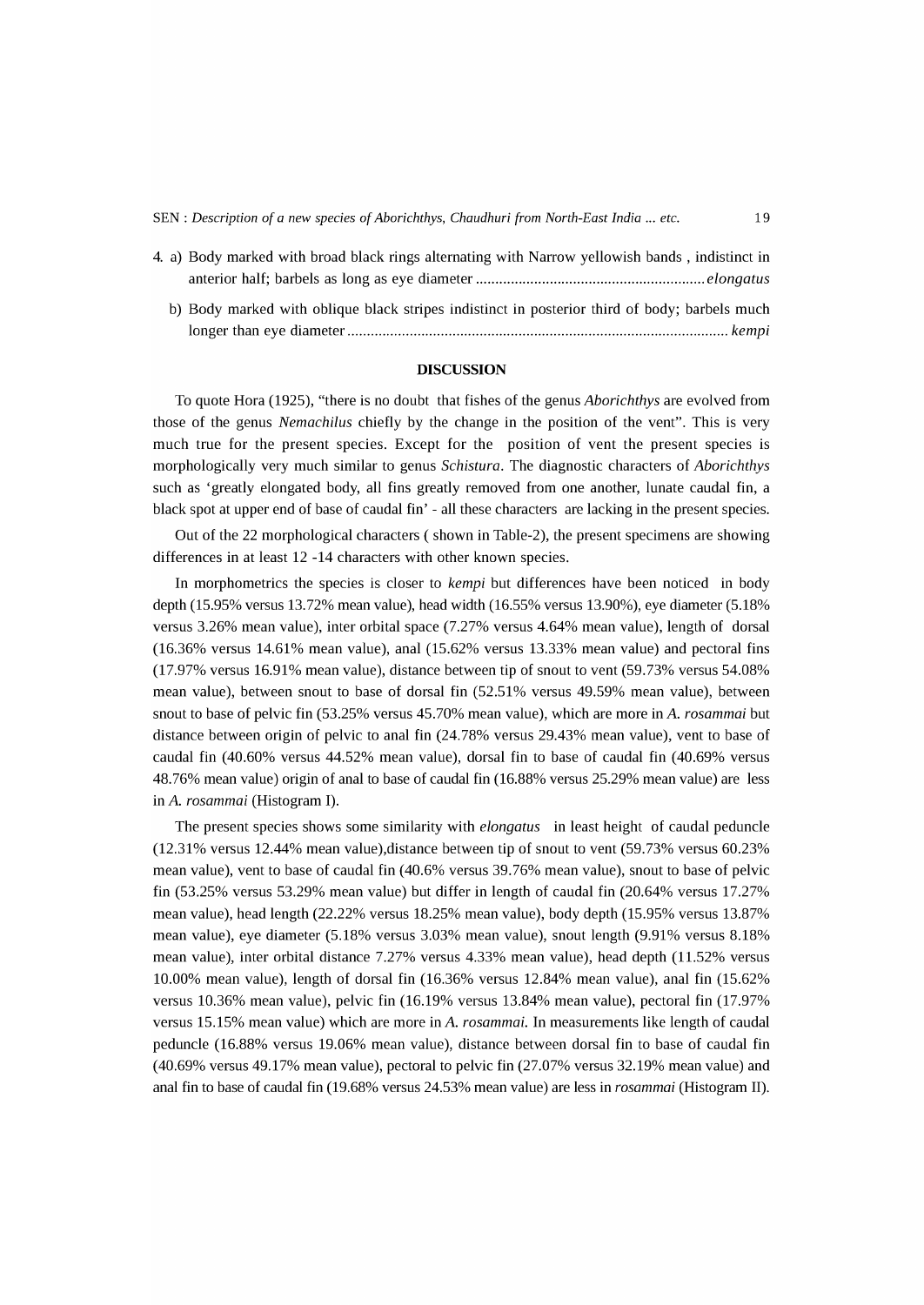4\. a) Body marked with broad black rings alternating with Narrow yellowish bands , indistinct in anterior half; barbels as long as eye diameter .......................................................... *elongatus*

b) Body marked with oblique black stripes indistinct in posterior third of body; barbels much longer than eye diameter ................................................................................................. *kempi*

## DISCUSSION

To quote Hora (1925), "there is no doubt that fishes of the genus *Aborichthys* are evolved from those of the genus *Nemachilus* chiefly by the change in the position of the vent". This is very much true for the present species. Except for the position of vent the present species is morphologically very much similar to genus *Schistura*. The diagnostic characters of *Aborichthys* such as 'greatly elongated body, all fins greatly removed from one another, lunate caudal fin, a black spot at upper end of base of caudal fin' - all these characters are lacking in the present species.

Out of the 22 morphological characters ( shown in Table-2), the present specimens are showing differences in at least 12 -14 characters with other known species.

In morphometrics the species is closer to *kempi* but differences have been noticed in body depth (15.95% versus 13.72% mean value), head width (16.55% versus 13.90%), eye diameter (5.18% versus 3.26% mean value), inter orbital space (7.27% versus 4.64% mean value), length of dorsal (16.36% versus 14.61% mean value), anal (15.62% versus 13.33% mean value) and pectoral fins (17.97% versus 16.91% mean value), distance between tip of snout to vent (59.73% versus 54.08% mean value), between snout to base of dorsal fin (52.51% versus 49.59% mean value), between snout to base of pelvic fin (53.25% versus 45.70% mean value), which are more in *A. rosammai* but distance between origin of pelvic to anal fin (24.78% versus 29.43% mean value), vent to base of caudal fin (40.60% versus 44.52% mean value), dorsal fin to base of caudal fin (40.69% versus 48.76% mean value) origin of anal to base of caudal fin (16.88% versus 25.29% mean value) are less in *A. rosammai* (Histogram I).

The present species shows some similarity with *elongatus* in least height of caudal peduncle (12.31% versus 12.44% mean value),distance between tip of snout to vent (59.73% versus 60.23% mean value), vent to base of caudal fin (40.6% versus 39.76% mean value), snout to base of pelvic fin (53.25% versus 53.29% mean value) but differ in length of caudal fin (20.64% versus 17.27% mean value), head length (22.22% versus 18.25% mean value), body depth (15.95% versus 13.87% mean value), eye diameter (5.18% versus 3.03% mean value), snout length (9.91% versus 8.18% mean value), inter orbital distance 7.27% versus 4.33% mean value), head depth (11.52% versus 10.00% mean value), length of dorsal fin (16.36% versus 12.84% mean value), anal fin (15.62% versus 10.36% mean value), pelvic fin (16.19% versus 13.84% mean value), pectoral fin (17.97% versus 15.15% mean value) which are more in *A. rosammai.* In measurements like length of caudal peduncle (16.88% versus 19.06% mean value), distance between dorsal fin to base of caudal fin (40.69% versus 49.17% mean value), pectoral to pelvic fin (27.07% versus 32.19% mean value) and anal fin to base of caudal fin (19.68% versus 24.53% mean value) are less in *rosammai* (Histogram II).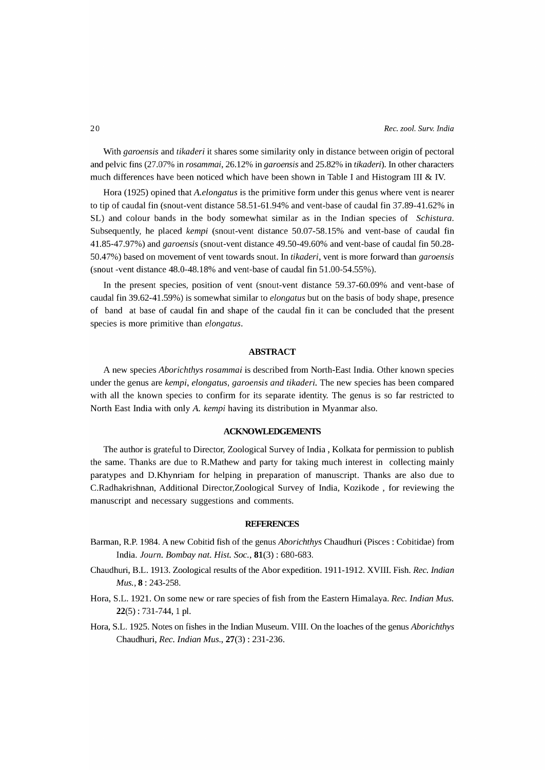With *garoensis* and *tikaderi* it shares some similarity only in distance between origin of pectoral and pelvic fins (27.07% in *rosammai*, 26.12% in *garoensis* and 25.82% in *tikaderi*). In other characters much differences have been noticed which have been shown in Table I and Histogram III & IV.

Hora (1925) opined that *A.elongatus* is the primitive form under this genus where vent is nearer to tip of caudal fin (snout-vent distance 58.51-61.94% and vent-base of caudal fin 37.89-41.62% in SL) and colour bands in the body somewhat similar as in the Indian species of *Schistura*. Subsequently, he placed *kempi* (snout-vent distance 50.07-58.15% and vent-base of caudal fin 41.85-47.97%) and *garoensis* (snout-vent distance 49.50-49.60% and vent-base of caudal fin 50.28-50.47%) based on movement of vent towards snout. In *tikaderi*, vent is more forward than *garoensis* (snout -vent distance 48.0-48.18% and vent-base of caudal fin 51.00-54.55%).

In the present species, position of vent (snout-vent distance 59.37-60.09% and vent-base of caudal fin 39.62-41.59%) is somewhat similar to *elongatus* but on the basis of body shape, presence of band at base of caudal fin and shape of the caudal fin it can be concluded that the present species is more primitive than *elongatus*.

## ABSTRACT

A new species *Aborichthys rosammai* is described from North-East India. Other known species under the genus are *kempi*, *elongatus*, *garoensis and tikaderi*. The new species has been compared with all the known species to confirm for its separate identity. The genus is so far restricted to North East India with only *A. kempi* having its distribution in Myanmar also.

## ACKNOWLEDGEMENTS

The author is grateful to Director, Zoological Survey of India , Kolkata for permission to publish the same. Thanks are due to R.Mathew and party for taking much interest in collecting mainly paratypes and D.Khynriam for helping in preparation of manuscript. Thanks are also due to C.Radhakrishnan, Additional Director,Zoological Survey of India, Kozikode , for reviewing the manuscript and necessary suggestions and comments.

## REFERENCES

Barman, R.P. 1984. A new Cobitid fish of the genus *Aborichthys* Chaudhuri (Pisces : Cobitidae) from India. *Journ. Bombay nat. Hist. Soc.*, **81**(3) : 680-683.

Chaudhuri, B.L. 1913. Zoological results of the Abor expedition. 1911-1912. XVIII. Fish. *Rec. Indian Mus.*, **8** : 243-258.

Hora, S.L. 1921. On some new or rare species of fish from the Eastern Himalaya. *Rec. Indian Mus.* **22**(5) : 731-744, 1 pl.

Hora, S.L. 1925. Notes on fishes in the Indian Museum. VIII. On the loaches of the genus *Aborichthys* Chaudhuri, *Rec. Indian Mus.*, **27**(3) : 231-236.